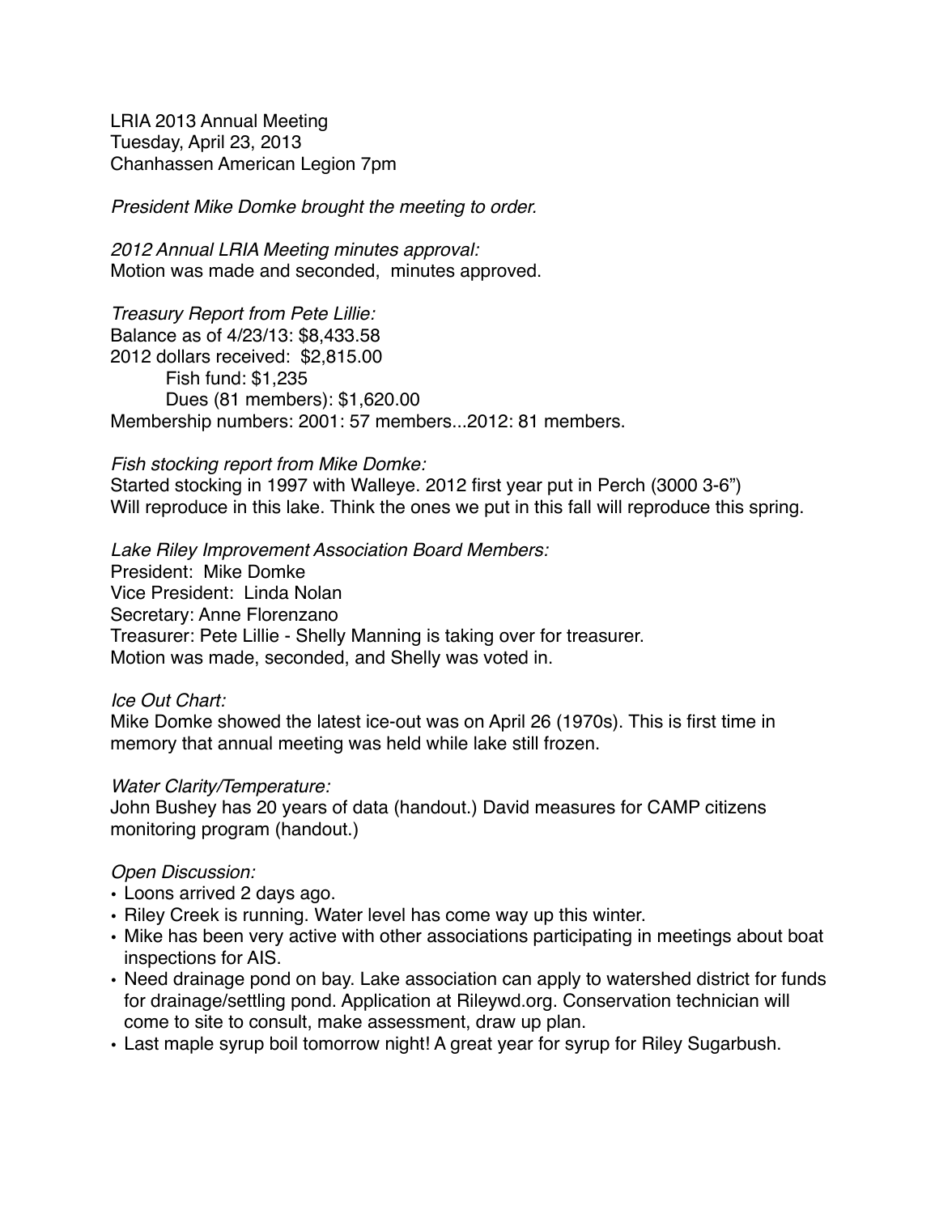LRIA 2013 Annual Meeting
Tuesday, April 23, 2013
Chanhassen American Legion 7pm

*President Mike Domke brought the meeting to order.*

*2012 Annual LRIA Meeting minutes approval:*
Motion was made and seconded, minutes approved.

*Treasury Report from Pete Lillie:*
Balance as of 4/23/13: $8,433.58
2012 dollars received: $2,815.00
  Fish fund: $1,235
  Dues (81 members): $1,620.00
Membership numbers: 2001: 57 members...2012: 81 members.

*Fish stocking report from Mike Domke:*
Started stocking in 1997 with Walleye. 2012 first year put in Perch (3000 3-6")
Will reproduce in this lake. Think the ones we put in this fall will reproduce this spring.

*Lake Riley Improvement Association Board Members:*
President: Mike Domke
Vice President: Linda Nolan
Secretary: Anne Florenzano
Treasurer: Pete Lillie - Shelly Manning is taking over for treasurer.
Motion was made, seconded, and Shelly was voted in.

*Ice Out Chart:*
Mike Domke showed the latest ice-out was on April 26 (1970s). This is first time in memory that annual meeting was held while lake still frozen.

*Water Clarity/Temperature:*
John Bushey has 20 years of data (handout.) David measures for CAMP citizens monitoring program (handout.)

*Open Discussion:*

- Loons arrived 2 days ago.
- Riley Creek is running. Water level has come way up this winter.
- Mike has been very active with other associations participating in meetings about boat inspections for AIS.
- Need drainage pond on bay. Lake association can apply to watershed district for funds for drainage/settling pond. Application at Rileywd.org. Conservation technician will come to site to consult, make assessment, draw up plan.
- Last maple syrup boil tomorrow night! A great year for syrup for Riley Sugarbush.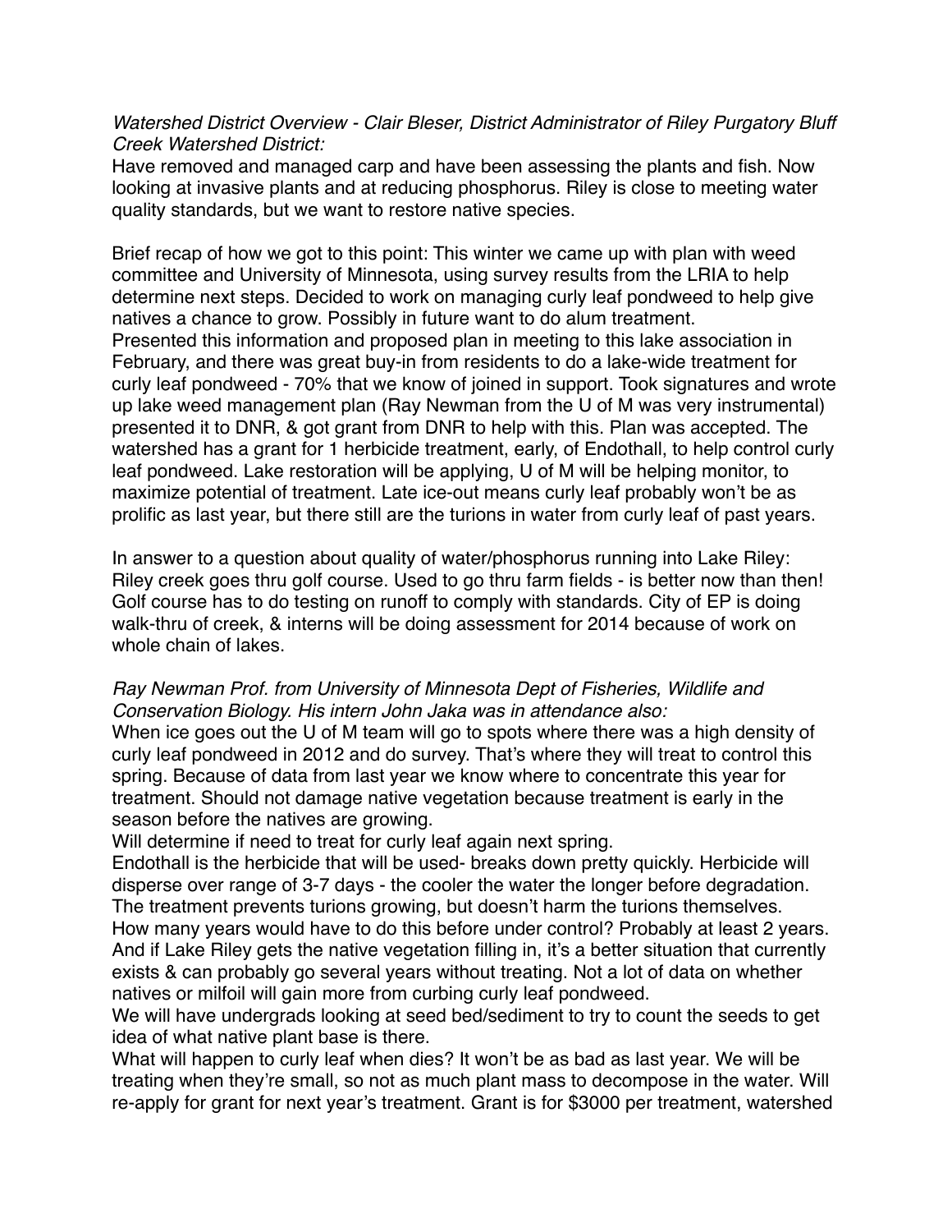*Watershed District Overview - Clair Bleser, District Administrator of Riley Purgatory Bluff Creek Watershed District:*
Have removed and managed carp and have been assessing the plants and fish. Now looking at invasive plants and at reducing phosphorus. Riley is close to meeting water quality standards, but we want to restore native species.

Brief recap of how we got to this point: This winter we came up with plan with weed committee and University of Minnesota, using survey results from the LRIA to help determine next steps. Decided to work on managing curly leaf pondweed to help give natives a chance to grow. Possibly in future want to do alum treatment.
Presented this information and proposed plan in meeting to this lake association in February, and there was great buy-in from residents to do a lake-wide treatment for curly leaf pondweed - 70% that we know of joined in support. Took signatures and wrote up lake weed management plan (Ray Newman from the U of M was very instrumental) presented it to DNR, & got grant from DNR to help with this. Plan was accepted. The watershed has a grant for 1 herbicide treatment, early, of Endothall, to help control curly leaf pondweed. Lake restoration will be applying, U of M will be helping monitor, to maximize potential of treatment. Late ice-out means curly leaf probably won't be as prolific as last year, but there still are the turions in water from curly leaf of past years.

In answer to a question about quality of water/phosphorus running into Lake Riley: Riley creek goes thru golf course. Used to go thru farm fields - is better now than then! Golf course has to do testing on runoff to comply with standards. City of EP is doing walk-thru of creek, & interns will be doing assessment for 2014 because of work on whole chain of lakes.

*Ray Newman Prof. from University of Minnesota Dept of Fisheries, Wildlife and Conservation Biology. His intern John Jaka was in attendance also:*
When ice goes out the U of M team will go to spots where there was a high density of curly leaf pondweed in 2012 and do survey. That's where they will treat to control this spring. Because of data from last year we know where to concentrate this year for treatment. Should not damage native vegetation because treatment is early in the season before the natives are growing.
Will determine if need to treat for curly leaf again next spring.
Endothall is the herbicide that will be used- breaks down pretty quickly. Herbicide will disperse over range of 3-7 days - the cooler the water the longer before degradation. The treatment prevents turions growing, but doesn't harm the turions themselves.
How many years would have to do this before under control? Probably at least 2 years. And if Lake Riley gets the native vegetation filling in, it's a better situation that currently exists & can probably go several years without treating. Not a lot of data on whether natives or milfoil will gain more from curbing curly leaf pondweed.
We will have undergrads looking at seed bed/sediment to try to count the seeds to get idea of what native plant base is there.
What will happen to curly leaf when dies? It won't be as bad as last year. We will be treating when they're small, so not as much plant mass to decompose in the water. Will re-apply for grant for next year's treatment. Grant is for $3000 per treatment, watershed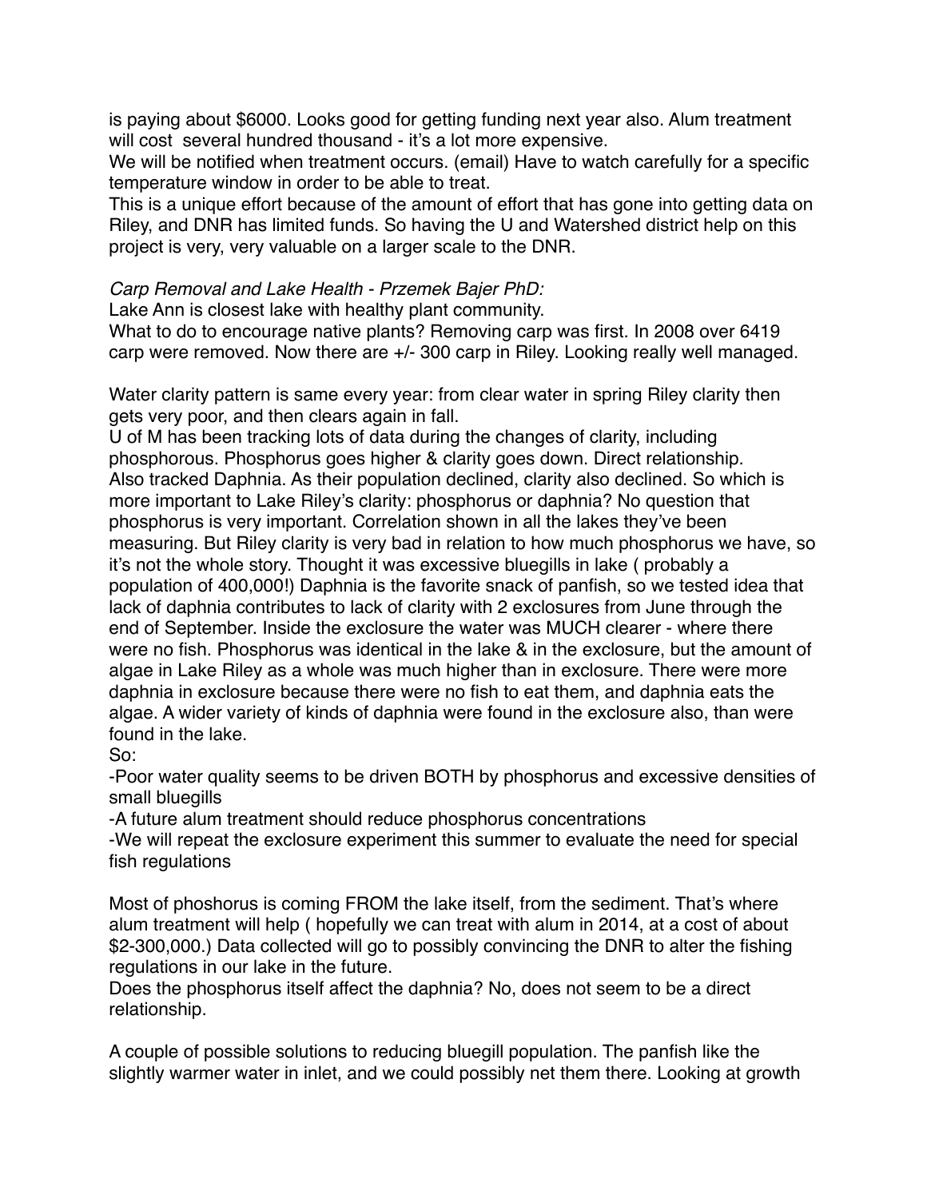is paying about $6000. Looks good for getting funding next year also. Alum treatment will cost  several hundred thousand - it's a lot more expensive.
We will be notified when treatment occurs. (email) Have to watch carefully for a specific temperature window in order to be able to treat.
This is a unique effort because of the amount of effort that has gone into getting data on Riley, and DNR has limited funds. So having the U and Watershed district help on this project is very, very valuable on a larger scale to the DNR.

*Carp Removal and Lake Health - Przemek Bajer PhD:*
Lake Ann is closest lake with healthy plant community.
What to do to encourage native plants? Removing carp was first. In 2008 over 6419 carp were removed. Now there are +/- 300 carp in Riley. Looking really well managed.

Water clarity pattern is same every year: from clear water in spring Riley clarity then gets very poor, and then clears again in fall.
U of M has been tracking lots of data during the changes of clarity, including phosphorous. Phosphorus goes higher & clarity goes down. Direct relationship.
Also tracked Daphnia. As their population declined, clarity also declined. So which is more important to Lake Riley's clarity: phosphorus or daphnia? No question that phosphorus is very important. Correlation shown in all the lakes they've been measuring. But Riley clarity is very bad in relation to how much phosphorus we have, so it's not the whole story. Thought it was excessive bluegills in lake ( probably a population of 400,000!) Daphnia is the favorite snack of panfish, so we tested idea that lack of daphnia contributes to lack of clarity with 2 exclosures from June through the end of September. Inside the exclosure the water was MUCH clearer - where there were no fish. Phosphorus was identical in the lake & in the exclosure, but the amount of algae in Lake Riley as a whole was much higher than in exclosure. There were more daphnia in exclosure because there were no fish to eat them, and daphnia eats the algae. A wider variety of kinds of daphnia were found in the exclosure also, than were found in the lake.
So:
-Poor water quality seems to be driven BOTH by phosphorus and excessive densities of small bluegills
-A future alum treatment should reduce phosphorus concentrations
-We will repeat the exclosure experiment this summer to evaluate the need for special fish regulations

Most of phoshorus is coming FROM the lake itself, from the sediment. That's where alum treatment will help ( hopefully we can treat with alum in 2014, at a cost of about $2-300,000.) Data collected will go to possibly convincing the DNR to alter the fishing regulations in our lake in the future.
Does the phosphorus itself affect the daphnia? No, does not seem to be a direct relationship.

A couple of possible solutions to reducing bluegill population. The panfish like the slightly warmer water in inlet, and we could possibly net them there. Looking at growth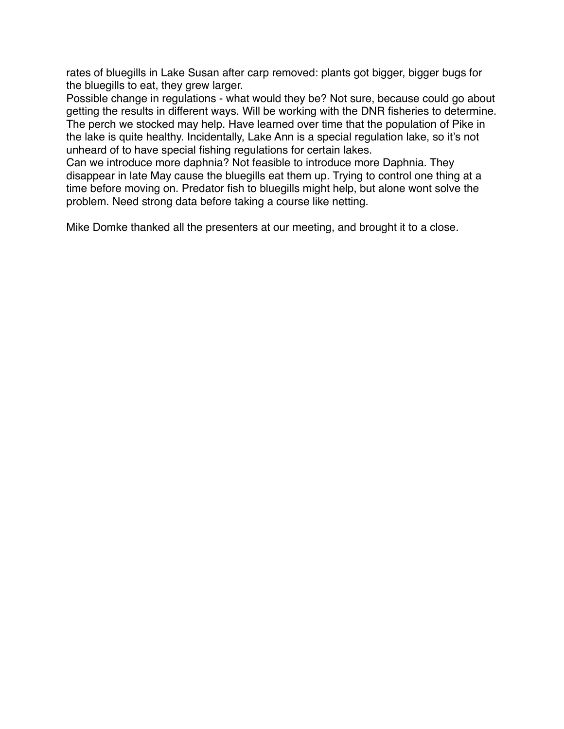rates of bluegills in Lake Susan after carp removed: plants got bigger, bigger bugs for the bluegills to eat, they grew larger.

Possible change in regulations - what would they be? Not sure, because could go about getting the results in different ways. Will be working with the DNR fisheries to determine. The perch we stocked may help. Have learned over time that the population of Pike in the lake is quite healthy. Incidentally, Lake Ann is a special regulation lake, so it's not unheard of to have special fishing regulations for certain lakes.

Can we introduce more daphnia? Not feasible to introduce more Daphnia. They disappear in late May cause the bluegills eat them up. Trying to control one thing at a time before moving on. Predator fish to bluegills might help, but alone wont solve the problem. Need strong data before taking a course like netting.

Mike Domke thanked all the presenters at our meeting, and brought it to a close.